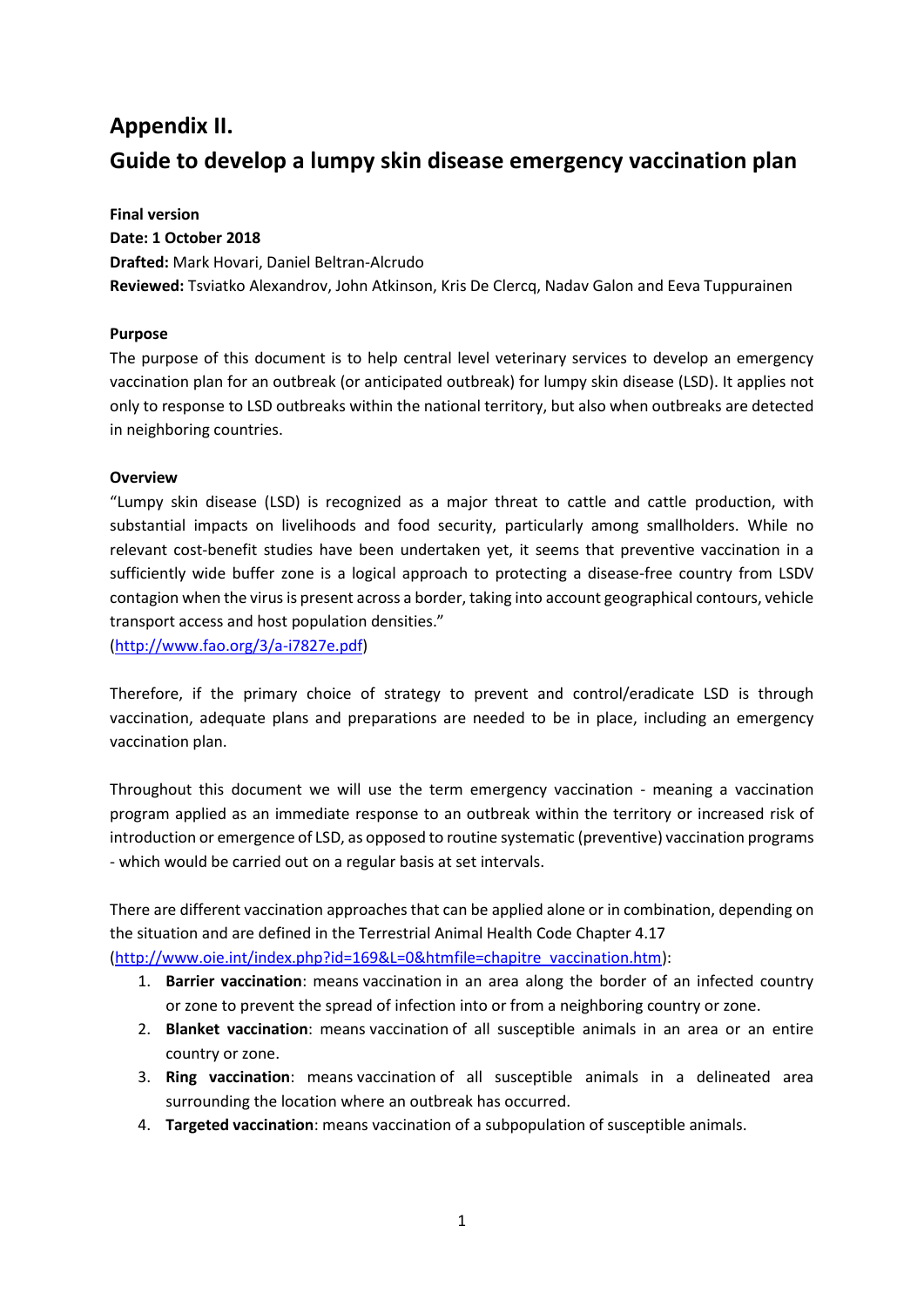# Appendix II.

# Guide to develop a lumpy skin disease emergency vaccination plan

**Final version**

**Date: 1 October 2018**

**Drafted:** Mark Hovari, Daniel Beltran-Alcrudo

**Reviewed:** Tsviatko Alexandrov, John Atkinson, Kris De Clercq, Nadav Galon and Eeva Tuppurainen

**Purpose**

The purpose of this document is to help central level veterinary services to develop an emergency vaccination plan for an outbreak (or anticipated outbreak) for lumpy skin disease (LSD). It applies not only to response to LSD outbreaks within the national territory, but also when outbreaks are detected in neighboring countries.

**Overview**

"Lumpy skin disease (LSD) is recognized as a major threat to cattle and cattle production, with substantial impacts on livelihoods and food security, particularly among smallholders. While no relevant cost-benefit studies have been undertaken yet, it seems that preventive vaccination in a sufficiently wide buffer zone is a logical approach to protecting a disease-free country from LSDV contagion when the virus is present across a border, taking into account geographical contours, vehicle transport access and host population densities."

(http://www.fao.org/3/a-i7827e.pdf)

Therefore, if the primary choice of strategy to prevent and control/eradicate LSD is through vaccination, adequate plans and preparations are needed to be in place, including an emergency vaccination plan.

Throughout this document we will use the term emergency vaccination - meaning a vaccination program applied as an immediate response to an outbreak within the territory or increased risk of introduction or emergence of LSD, as opposed to routine systematic (preventive) vaccination programs - which would be carried out on a regular basis at set intervals.

There are different vaccination approaches that can be applied alone or in combination, depending on the situation and are defined in the Terrestrial Animal Health Code Chapter 4.17 (http://www.oie.int/index.php?id=169&L=0&htmfile=chapitre_vaccination.htm):

1. **Barrier vaccination**: means vaccination in an area along the border of an infected country or zone to prevent the spread of infection into or from a neighboring country or zone.
2. **Blanket vaccination**: means vaccination of all susceptible animals in an area or an entire country or zone.
3. **Ring vaccination**: means vaccination of all susceptible animals in a delineated area surrounding the location where an outbreak has occurred.
4. **Targeted vaccination**: means vaccination of a subpopulation of susceptible animals.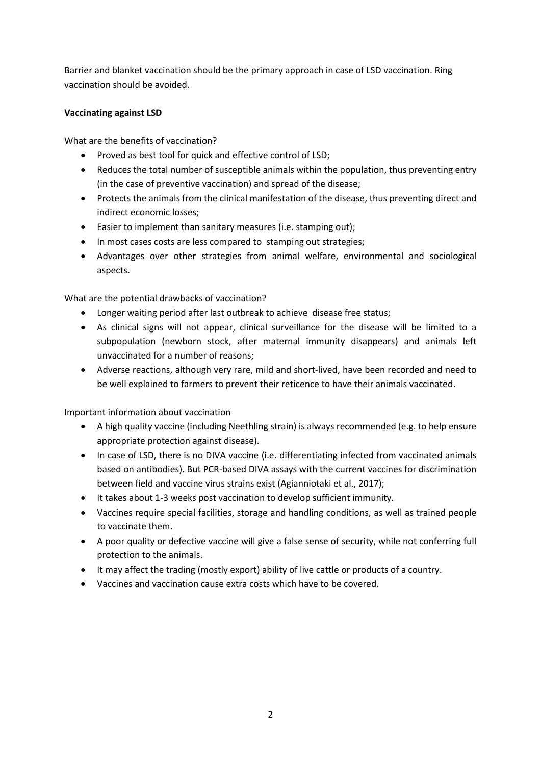Barrier and blanket vaccination should be the primary approach in case of LSD vaccination. Ring vaccination should be avoided.

**Vaccinating against LSD**

What are the benefits of vaccination?

- Proved as best tool for quick and effective control of LSD;
- Reduces the total number of susceptible animals within the population, thus preventing entry (in the case of preventive vaccination) and spread of the disease;
- Protects the animals from the clinical manifestation of the disease, thus preventing direct and indirect economic losses;
- Easier to implement than sanitary measures (i.e. stamping out);
- In most cases costs are less compared to stamping out strategies;
- Advantages over other strategies from animal welfare, environmental and sociological aspects.

What are the potential drawbacks of vaccination?

- Longer waiting period after last outbreak to achieve disease free status;
- As clinical signs will not appear, clinical surveillance for the disease will be limited to a subpopulation (newborn stock, after maternal immunity disappears) and animals left unvaccinated for a number of reasons;
- Adverse reactions, although very rare, mild and short-lived, have been recorded and need to be well explained to farmers to prevent their reticence to have their animals vaccinated.

Important information about vaccination

- A high quality vaccine (including Neethling strain) is always recommended (e.g. to help ensure appropriate protection against disease).
- In case of LSD, there is no DIVA vaccine (i.e. differentiating infected from vaccinated animals based on antibodies). But PCR-based DIVA assays with the current vaccines for discrimination between field and vaccine virus strains exist (Agianniotaki et al., 2017);
- It takes about 1-3 weeks post vaccination to develop sufficient immunity.
- Vaccines require special facilities, storage and handling conditions, as well as trained people to vaccinate them.
- A poor quality or defective vaccine will give a false sense of security, while not conferring full protection to the animals.
- It may affect the trading (mostly export) ability of live cattle or products of a country.
- Vaccines and vaccination cause extra costs which have to be covered.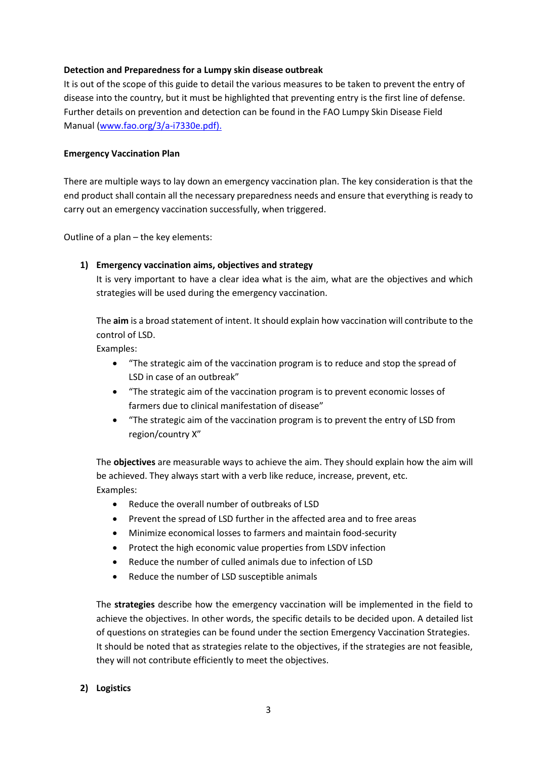**Detection and Preparedness for a Lumpy skin disease outbreak**

It is out of the scope of this guide to detail the various measures to be taken to prevent the entry of disease into the country, but it must be highlighted that preventing entry is the first line of defense. Further details on prevention and detection can be found in the FAO Lumpy Skin Disease Field Manual (www.fao.org/3/a-i7330e.pdf).

**Emergency Vaccination Plan**

There are multiple ways to lay down an emergency vaccination plan. The key consideration is that the end product shall contain all the necessary preparedness needs and ensure that everything is ready to carry out an emergency vaccination successfully, when triggered.

Outline of a plan – the key elements:

1) **Emergency vaccination aims, objectives and strategy**

   It is very important to have a clear idea what is the aim, what are the objectives and which strategies will be used during the emergency vaccination.

   The **aim** is a broad statement of intent. It should explain how vaccination will contribute to the control of LSD.
   Examples:

   - "The strategic aim of the vaccination program is to reduce and stop the spread of LSD in case of an outbreak"
   - "The strategic aim of the vaccination program is to prevent economic losses of farmers due to clinical manifestation of disease"
   - "The strategic aim of the vaccination program is to prevent the entry of LSD from region/country X"

   The **objectives** are measurable ways to achieve the aim. They should explain how the aim will be achieved. They always start with a verb like reduce, increase, prevent, etc.
   Examples:

   - Reduce the overall number of outbreaks of LSD
   - Prevent the spread of LSD further in the affected area and to free areas
   - Minimize economical losses to farmers and maintain food-security
   - Protect the high economic value properties from LSDV infection
   - Reduce the number of culled animals due to infection of LSD
   - Reduce the number of LSD susceptible animals

   The **strategies** describe how the emergency vaccination will be implemented in the field to achieve the objectives. In other words, the specific details to be decided upon. A detailed list of questions on strategies can be found under the section Emergency Vaccination Strategies. It should be noted that as strategies relate to the objectives, if the strategies are not feasible, they will not contribute efficiently to meet the objectives.

2) **Logistics**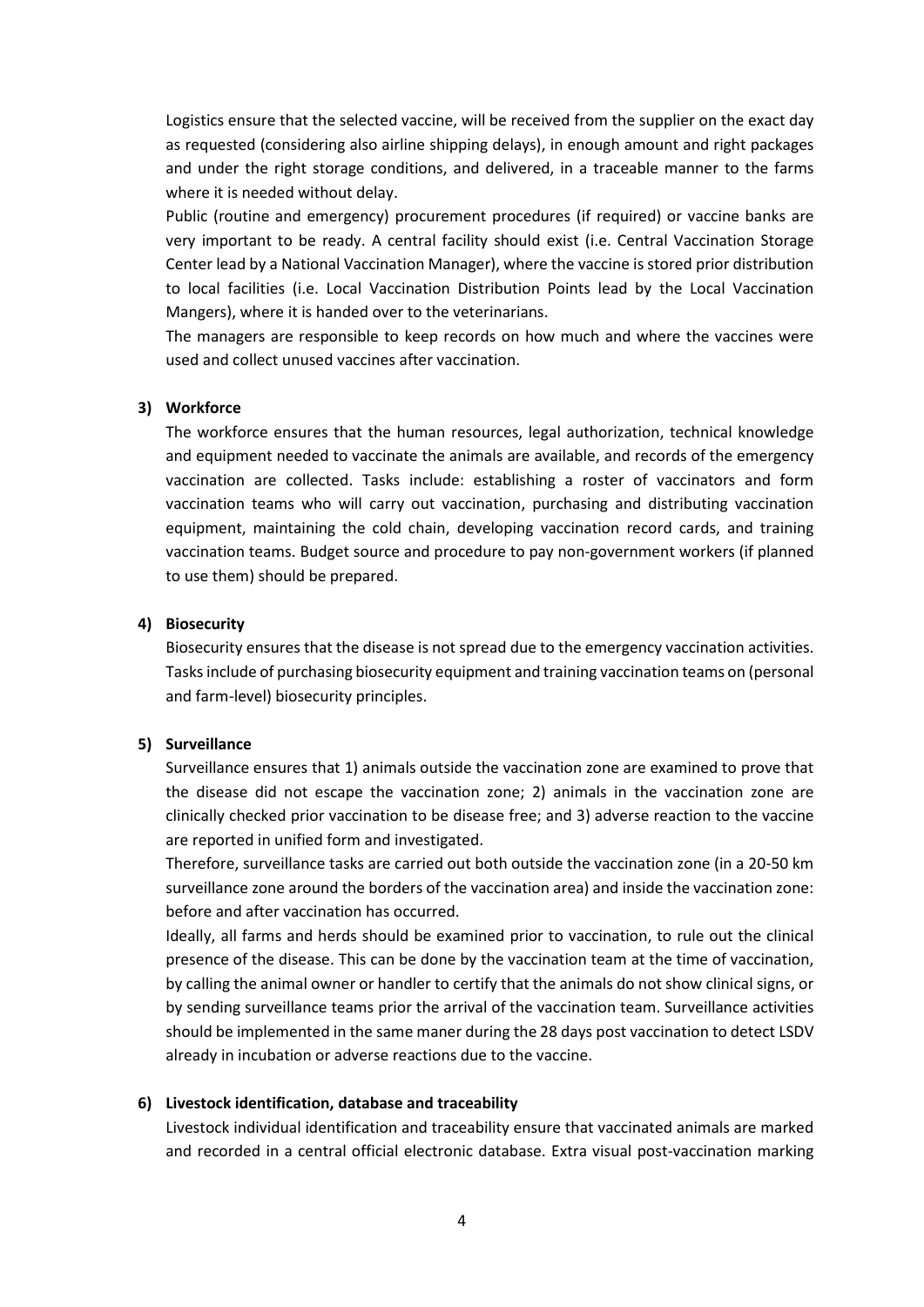Logistics ensure that the selected vaccine, will be received from the supplier on the exact day as requested (considering also airline shipping delays), in enough amount and right packages and under the right storage conditions, and delivered, in a traceable manner to the farms where it is needed without delay.

Public (routine and emergency) procurement procedures (if required) or vaccine banks are very important to be ready. A central facility should exist (i.e. Central Vaccination Storage Center lead by a National Vaccination Manager), where the vaccine is stored prior distribution to local facilities (i.e. Local Vaccination Distribution Points lead by the Local Vaccination Mangers), where it is handed over to the veterinarians.

The managers are responsible to keep records on how much and where the vaccines were used and collect unused vaccines after vaccination.

**3) Workforce**

The workforce ensures that the human resources, legal authorization, technical knowledge and equipment needed to vaccinate the animals are available, and records of the emergency vaccination are collected. Tasks include: establishing a roster of vaccinators and form vaccination teams who will carry out vaccination, purchasing and distributing vaccination equipment, maintaining the cold chain, developing vaccination record cards, and training vaccination teams. Budget source and procedure to pay non-government workers (if planned to use them) should be prepared.

**4) Biosecurity**

Biosecurity ensures that the disease is not spread due to the emergency vaccination activities. Tasks include of purchasing biosecurity equipment and training vaccination teams on (personal and farm-level) biosecurity principles.

**5) Surveillance**

Surveillance ensures that 1) animals outside the vaccination zone are examined to prove that the disease did not escape the vaccination zone; 2) animals in the vaccination zone are clinically checked prior vaccination to be disease free; and 3) adverse reaction to the vaccine are reported in unified form and investigated.

Therefore, surveillance tasks are carried out both outside the vaccination zone (in a 20-50 km surveillance zone around the borders of the vaccination area) and inside the vaccination zone: before and after vaccination has occurred.

Ideally, all farms and herds should be examined prior to vaccination, to rule out the clinical presence of the disease. This can be done by the vaccination team at the time of vaccination, by calling the animal owner or handler to certify that the animals do not show clinical signs, or by sending surveillance teams prior the arrival of the vaccination team. Surveillance activities should be implemented in the same maner during the 28 days post vaccination to detect LSDV already in incubation or adverse reactions due to the vaccine.

**6) Livestock identification, database and traceability**

Livestock individual identification and traceability ensure that vaccinated animals are marked and recorded in a central official electronic database. Extra visual post-vaccination marking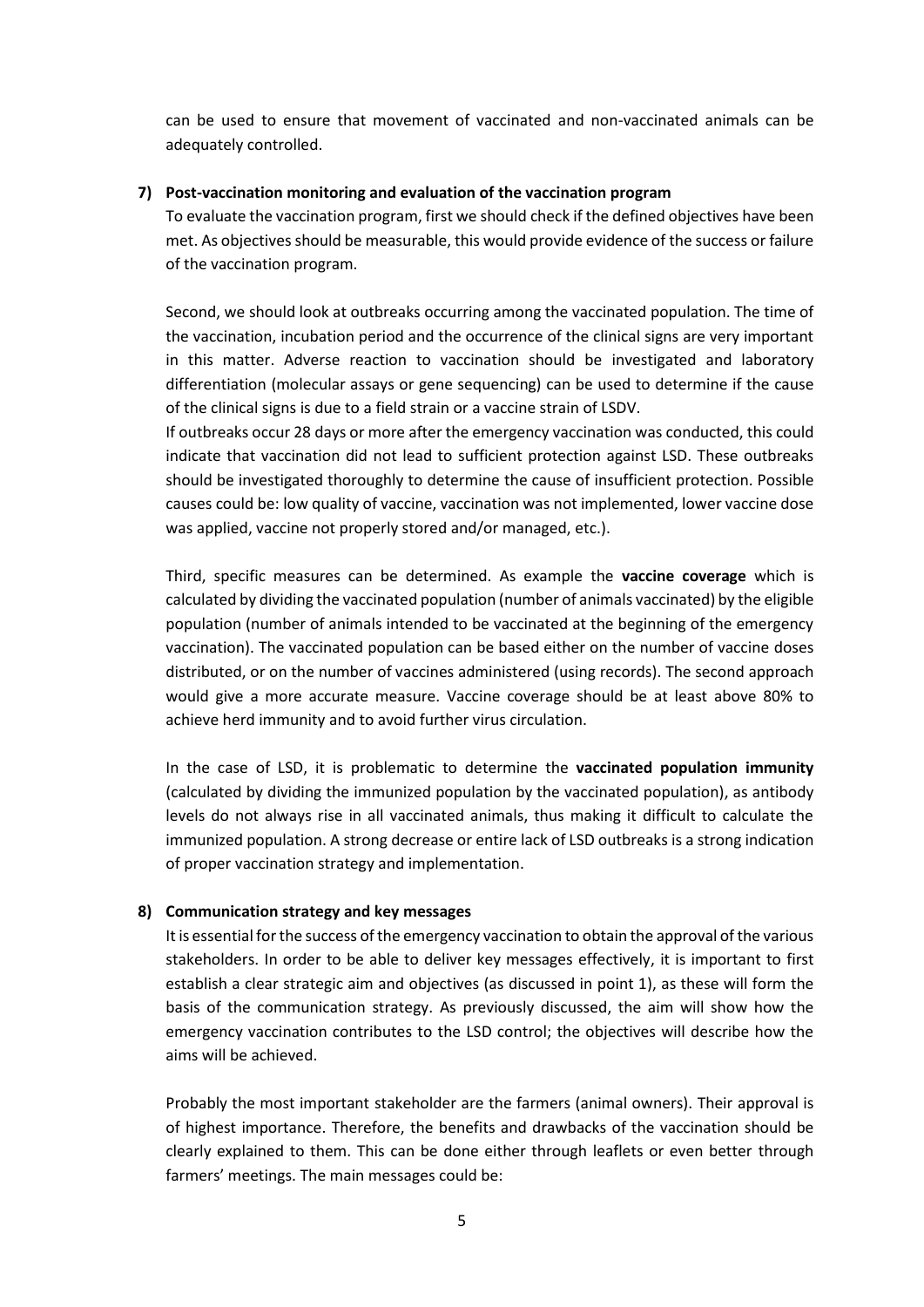can be used to ensure that movement of vaccinated and non-vaccinated animals can be adequately controlled.

**7) Post-vaccination monitoring and evaluation of the vaccination program**

To evaluate the vaccination program, first we should check if the defined objectives have been met. As objectives should be measurable, this would provide evidence of the success or failure of the vaccination program.

Second, we should look at outbreaks occurring among the vaccinated population. The time of the vaccination, incubation period and the occurrence of the clinical signs are very important in this matter. Adverse reaction to vaccination should be investigated and laboratory differentiation (molecular assays or gene sequencing) can be used to determine if the cause of the clinical signs is due to a field strain or a vaccine strain of LSDV.

If outbreaks occur 28 days or more after the emergency vaccination was conducted, this could indicate that vaccination did not lead to sufficient protection against LSD. These outbreaks should be investigated thoroughly to determine the cause of insufficient protection. Possible causes could be: low quality of vaccine, vaccination was not implemented, lower vaccine dose was applied, vaccine not properly stored and/or managed, etc.).

Third, specific measures can be determined. As example the **vaccine coverage** which is calculated by dividing the vaccinated population (number of animals vaccinated) by the eligible population (number of animals intended to be vaccinated at the beginning of the emergency vaccination). The vaccinated population can be based either on the number of vaccine doses distributed, or on the number of vaccines administered (using records). The second approach would give a more accurate measure. Vaccine coverage should be at least above 80% to achieve herd immunity and to avoid further virus circulation.

In the case of LSD, it is problematic to determine the **vaccinated population immunity** (calculated by dividing the immunized population by the vaccinated population), as antibody levels do not always rise in all vaccinated animals, thus making it difficult to calculate the immunized population. A strong decrease or entire lack of LSD outbreaks is a strong indication of proper vaccination strategy and implementation.

**8) Communication strategy and key messages**

It is essential for the success of the emergency vaccination to obtain the approval of the various stakeholders. In order to be able to deliver key messages effectively, it is important to first establish a clear strategic aim and objectives (as discussed in point 1), as these will form the basis of the communication strategy. As previously discussed, the aim will show how the emergency vaccination contributes to the LSD control; the objectives will describe how the aims will be achieved.

Probably the most important stakeholder are the farmers (animal owners). Their approval is of highest importance. Therefore, the benefits and drawbacks of the vaccination should be clearly explained to them. This can be done either through leaflets or even better through farmers' meetings. The main messages could be: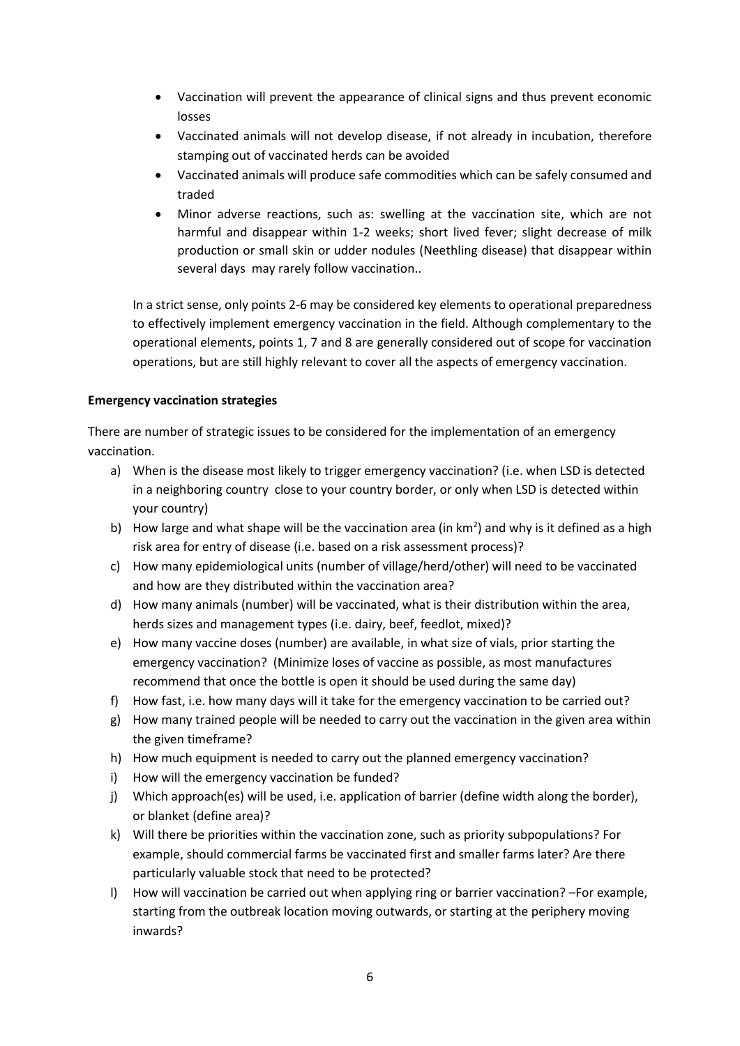- Vaccination will prevent the appearance of clinical signs and thus prevent economic losses
- Vaccinated animals will not develop disease, if not already in incubation, therefore stamping out of vaccinated herds can be avoided
- Vaccinated animals will produce safe commodities which can be safely consumed and traded
- Minor adverse reactions, such as: swelling at the vaccination site, which are not harmful and disappear within 1-2 weeks; short lived fever; slight decrease of milk production or small skin or udder nodules (Neethling disease) that disappear within several days may rarely follow vaccination..

In a strict sense, only points 2-6 may be considered key elements to operational preparedness to effectively implement emergency vaccination in the field. Although complementary to the operational elements, points 1, 7 and 8 are generally considered out of scope for vaccination operations, but are still highly relevant to cover all the aspects of emergency vaccination.

**Emergency vaccination strategies**

There are number of strategic issues to be considered for the implementation of an emergency vaccination.

a) When is the disease most likely to trigger emergency vaccination? (i.e. when LSD is detected in a neighboring country close to your country border, or only when LSD is detected within your country)
b) How large and what shape will be the vaccination area (in $km^2$) and why is it defined as a high risk area for entry of disease (i.e. based on a risk assessment process)?
c) How many epidemiological units (number of village/herd/other) will need to be vaccinated and how are they distributed within the vaccination area?
d) How many animals (number) will be vaccinated, what is their distribution within the area, herds sizes and management types (i.e. dairy, beef, feedlot, mixed)?
e) How many vaccine doses (number) are available, in what size of vials, prior starting the emergency vaccination? (Minimize loses of vaccine as possible, as most manufactures recommend that once the bottle is open it should be used during the same day)
f) How fast, i.e. how many days will it take for the emergency vaccination to be carried out?
g) How many trained people will be needed to carry out the vaccination in the given area within the given timeframe?
h) How much equipment is needed to carry out the planned emergency vaccination?
i) How will the emergency vaccination be funded?
j) Which approach(es) will be used, i.e. application of barrier (define width along the border), or blanket (define area)?
k) Will there be priorities within the vaccination zone, such as priority subpopulations? For example, should commercial farms be vaccinated first and smaller farms later? Are there particularly valuable stock that need to be protected?
l) How will vaccination be carried out when applying ring or barrier vaccination? –For example, starting from the outbreak location moving outwards, or starting at the periphery moving inwards?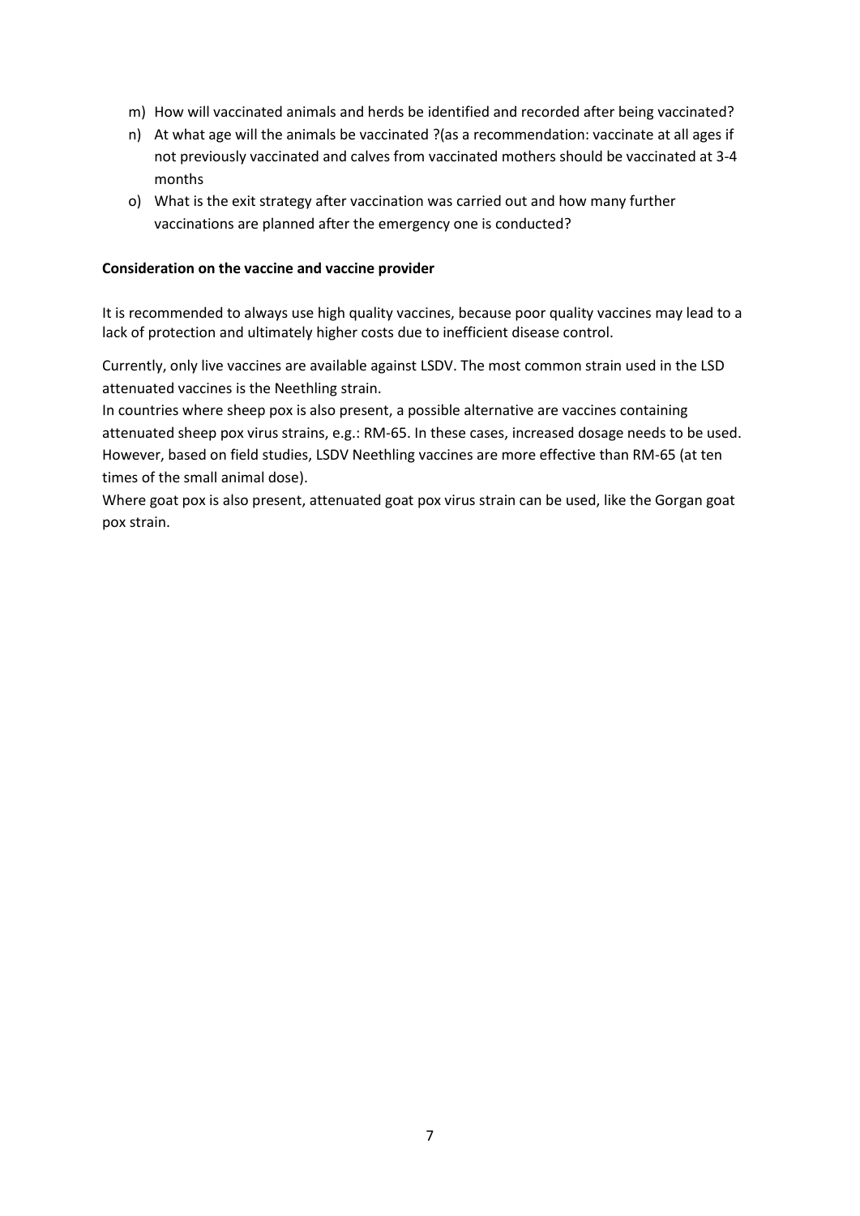m) How will vaccinated animals and herds be identified and recorded after being vaccinated?
n) At what age will the animals be vaccinated ?(as a recommendation: vaccinate at all ages if not previously vaccinated and calves from vaccinated mothers should be vaccinated at 3-4 months
o) What is the exit strategy after vaccination was carried out and how many further vaccinations are planned after the emergency one is conducted?

**Consideration on the vaccine and vaccine provider**

It is recommended to always use high quality vaccines, because poor quality vaccines may lead to a lack of protection and ultimately higher costs due to inefficient disease control.

Currently, only live vaccines are available against LSDV. The most common strain used in the LSD attenuated vaccines is the Neethling strain.
In countries where sheep pox is also present, a possible alternative are vaccines containing attenuated sheep pox virus strains, e.g.: RM-65. In these cases, increased dosage needs to be used. However, based on field studies, LSDV Neethling vaccines are more effective than RM-65 (at ten times of the small animal dose).
Where goat pox is also present, attenuated goat pox virus strain can be used, like the Gorgan goat pox strain.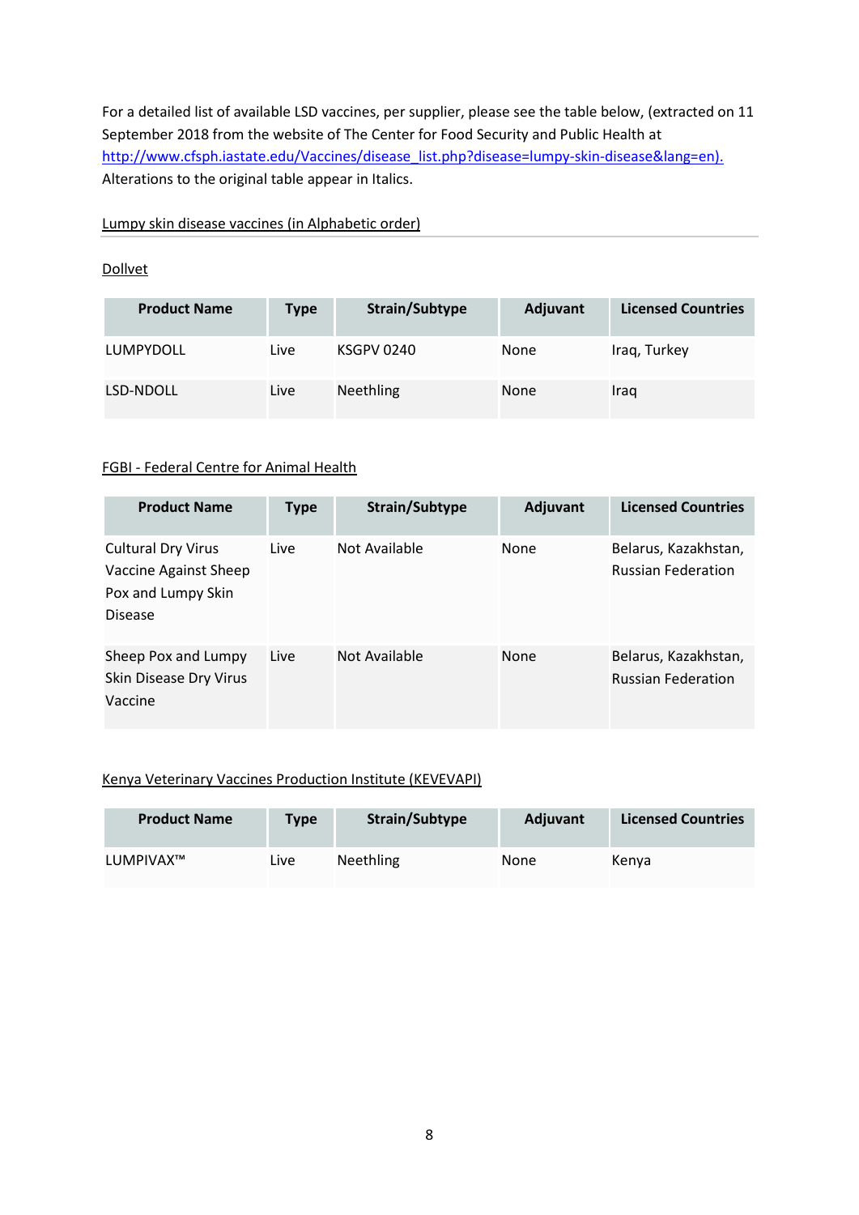For a detailed list of available LSD vaccines, per supplier, please see the table below, (extracted on 11 September 2018 from the website of The Center for Food Security and Public Health at http://www.cfsph.iastate.edu/Vaccines/disease_list.php?disease=lumpy-skin-disease&lang=en). Alterations to the original table appear in Italics.

Lumpy skin disease vaccines (in Alphabetic order)

Dollvet

| Product Name | Type | Strain/Subtype | Adjuvant | Licensed Countries |
|---|---|---|---|---|
| LUMPYDOLL | Live | KSGPV 0240 | None | Iraq, Turkey |
| LSD-NDOLL | Live | Neethling | None | Iraq |

FGBI - Federal Centre for Animal Health

| Product Name | Type | Strain/Subtype | Adjuvant | Licensed Countries |
|---|---|---|---|---|
| Cultural Dry Virus Vaccine Against Sheep Pox and Lumpy Skin Disease | Live | Not Available | None | Belarus, Kazakhstan, Russian Federation |
| Sheep Pox and Lumpy Skin Disease Dry Virus Vaccine | Live | Not Available | None | Belarus, Kazakhstan, Russian Federation |

Kenya Veterinary Vaccines Production Institute (KEVEVAPI)

| Product Name | Type | Strain/Subtype | Adjuvant | Licensed Countries |
|---|---|---|---|---|
| LUMPIVAX™ | Live | Neethling | None | Kenya |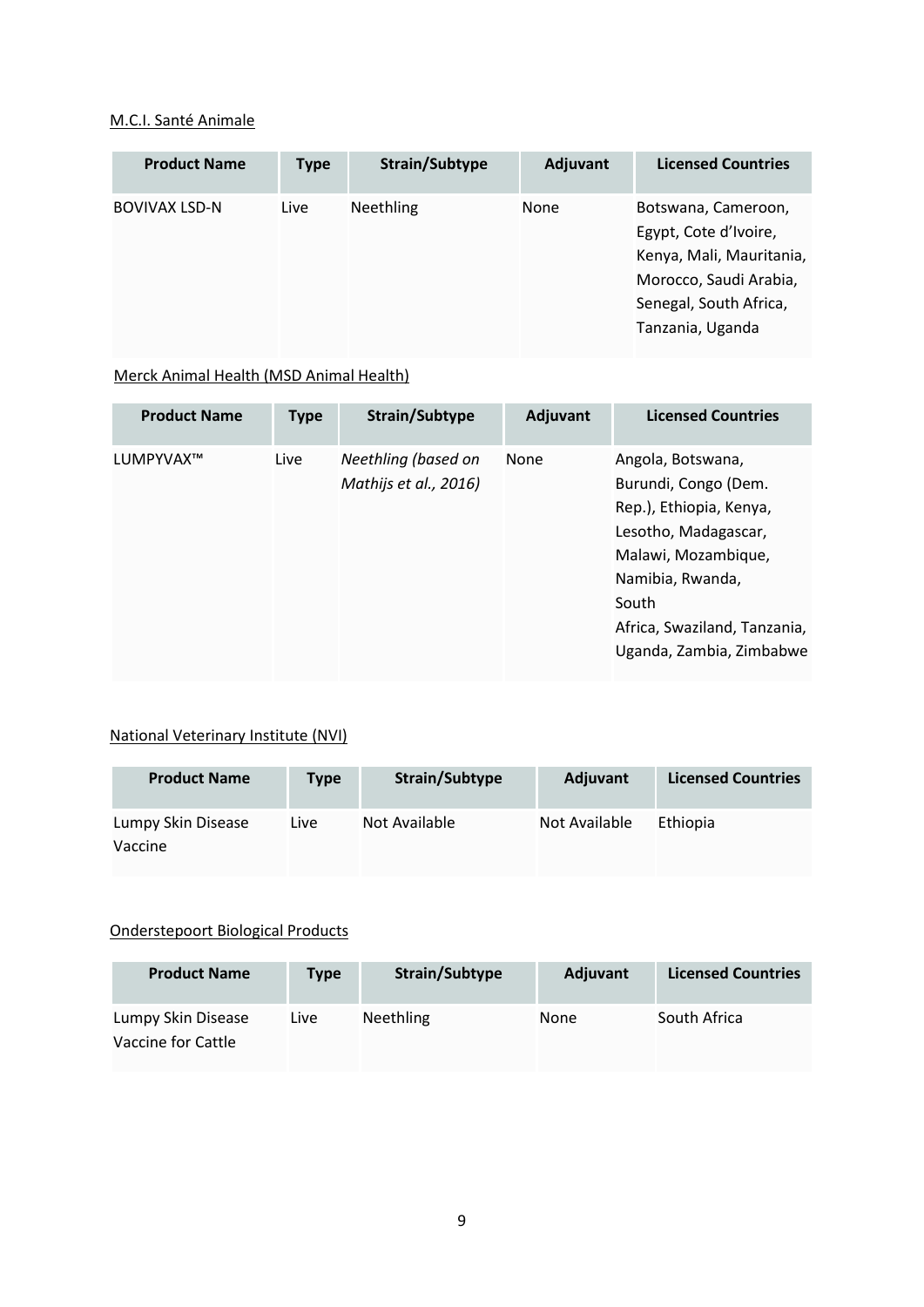M.C.I. Santé Animale

| Product Name | Type | Strain/Subtype | Adjuvant | Licensed Countries |
| --- | --- | --- | --- | --- |
| BOVIVAX LSD-N | Live | Neethling | None | Botswana, Cameroon, Egypt, Cote d'Ivoire, Kenya, Mali, Mauritania, Morocco, Saudi Arabia, Senegal, South Africa, Tanzania, Uganda |

Merck Animal Health (MSD Animal Health)

| Product Name | Type | Strain/Subtype | Adjuvant | Licensed Countries |
| --- | --- | --- | --- | --- |
| LUMPYVAX™ | Live | *Neethling (based on Mathijs et al., 2016)* | None | Angola, Botswana, Burundi, Congo (Dem. Rep.), Ethiopia, Kenya, Lesotho, Madagascar, Malawi, Mozambique, Namibia, Rwanda, South Africa, Swaziland, Tanzania, Uganda, Zambia, Zimbabwe |

National Veterinary Institute (NVI)

| Product Name | Type | Strain/Subtype | Adjuvant | Licensed Countries |
| --- | --- | --- | --- | --- |
| Lumpy Skin Disease Vaccine | Live | Not Available | Not Available | Ethiopia |

Onderstepoort Biological Products

| Product Name | Type | Strain/Subtype | Adjuvant | Licensed Countries |
| --- | --- | --- | --- | --- |
| Lumpy Skin Disease Vaccine for Cattle | Live | Neethling | None | South Africa |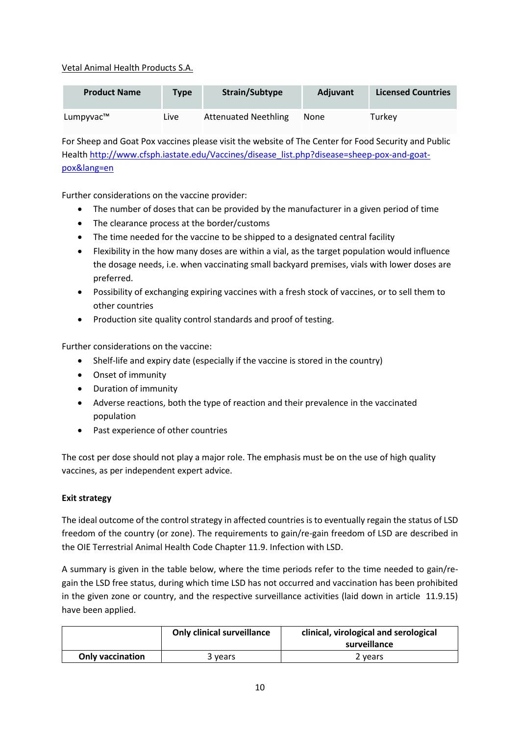Vetal Animal Health Products S.A.

| Product Name | Type | Strain/Subtype | Adjuvant | Licensed Countries |
|---|---|---|---|---|
| Lumpyvac™ | Live | Attenuated Neethling | None | Turkey |

For Sheep and Goat Pox vaccines please visit the website of The Center for Food Security and Public Health http://www.cfsph.iastate.edu/Vaccines/disease_list.php?disease=sheep-pox-and-goat-pox&lang=en

Further considerations on the vaccine provider:

- The number of doses that can be provided by the manufacturer in a given period of time
- The clearance process at the border/customs
- The time needed for the vaccine to be shipped to a designated central facility
- Flexibility in the how many doses are within a vial, as the target population would influence the dosage needs, i.e. when vaccinating small backyard premises, vials with lower doses are preferred.
- Possibility of exchanging expiring vaccines with a fresh stock of vaccines, or to sell them to other countries
- Production site quality control standards and proof of testing.

Further considerations on the vaccine:

- Shelf-life and expiry date (especially if the vaccine is stored in the country)
- Onset of immunity
- Duration of immunity
- Adverse reactions, both the type of reaction and their prevalence in the vaccinated population
- Past experience of other countries

The cost per dose should not play a major role. The emphasis must be on the use of high quality vaccines, as per independent expert advice.

**Exit strategy**

The ideal outcome of the control strategy in affected countries is to eventually regain the status of LSD freedom of the country (or zone). The requirements to gain/re-gain freedom of LSD are described in the OIE Terrestrial Animal Health Code Chapter 11.9. Infection with LSD.

A summary is given in the table below, where the time periods refer to the time needed to gain/re-gain the LSD free status, during which time LSD has not occurred and vaccination has been prohibited in the given zone or country, and the respective surveillance activities (laid down in article 11.9.15) have been applied.

| | Only clinical surveillance | clinical, virological and serological surveillance |
|---|---|---|
| **Only vaccination** | 3 years | 2 years |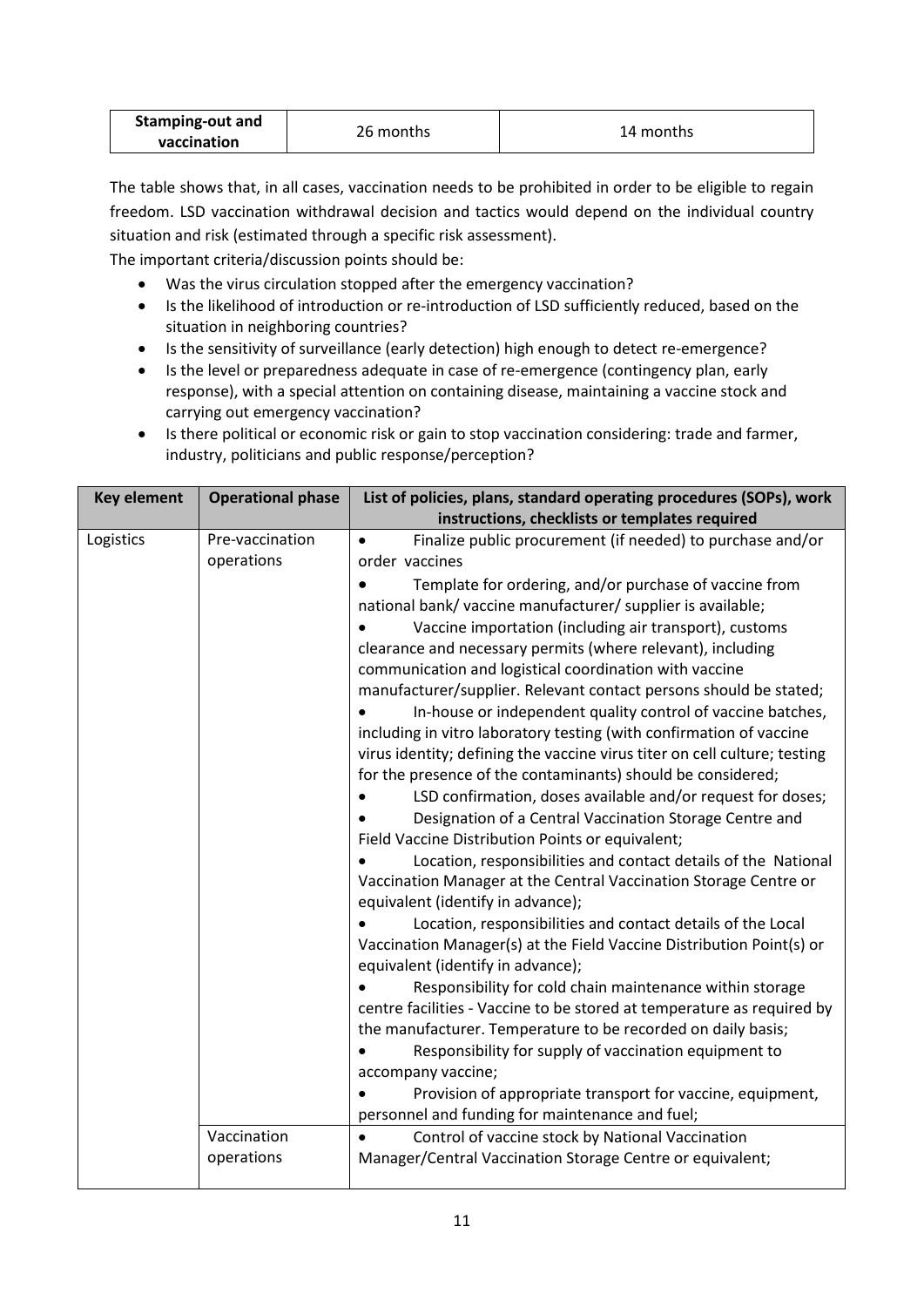| Stamping-out and vaccination | 26 months | 14 months |
|---|---|---|

The table shows that, in all cases, vaccination needs to be prohibited in order to be eligible to regain freedom. LSD vaccination withdrawal decision and tactics would depend on the individual country situation and risk (estimated through a specific risk assessment).

The important criteria/discussion points should be:

- Was the virus circulation stopped after the emergency vaccination?
- Is the likelihood of introduction or re-introduction of LSD sufficiently reduced, based on the situation in neighboring countries?
- Is the sensitivity of surveillance (early detection) high enough to detect re-emergence?
- Is the level or preparedness adequate in case of re-emergence (contingency plan, early response), with a special attention on containing disease, maintaining a vaccine stock and carrying out emergency vaccination?
- Is there political or economic risk or gain to stop vaccination considering: trade and farmer, industry, politicians and public response/perception?

| Key element | Operational phase | List of policies, plans, standard operating procedures (SOPs), work instructions, checklists or templates required |
|---|---|---|
| Logistics | Pre-vaccination operations | • Finalize public procurement (if needed) to purchase and/or order vaccines<br>• Template for ordering, and/or purchase of vaccine from national bank/ vaccine manufacturer/ supplier is available;<br>• Vaccine importation (including air transport), customs clearance and necessary permits (where relevant), including communication and logistical coordination with vaccine manufacturer/supplier. Relevant contact persons should be stated;<br>• In-house or independent quality control of vaccine batches, including in vitro laboratory testing (with confirmation of vaccine virus identity; defining the vaccine virus titer on cell culture; testing for the presence of the contaminants) should be considered;<br>• LSD confirmation, doses available and/or request for doses;<br>• Designation of a Central Vaccination Storage Centre and Field Vaccine Distribution Points or equivalent;<br>• Location, responsibilities and contact details of the National Vaccination Manager at the Central Vaccination Storage Centre or equivalent (identify in advance);<br>• Location, responsibilities and contact details of the Local Vaccination Manager(s) at the Field Vaccine Distribution Point(s) or equivalent (identify in advance);<br>• Responsibility for cold chain maintenance within storage centre facilities - Vaccine to be stored at temperature as required by the manufacturer. Temperature to be recorded on daily basis;<br>• Responsibility for supply of vaccination equipment to accompany vaccine;<br>• Provision of appropriate transport for vaccine, equipment, personnel and funding for maintenance and fuel; |
| | Vaccination operations | • Control of vaccine stock by National Vaccination Manager/Central Vaccination Storage Centre or equivalent; |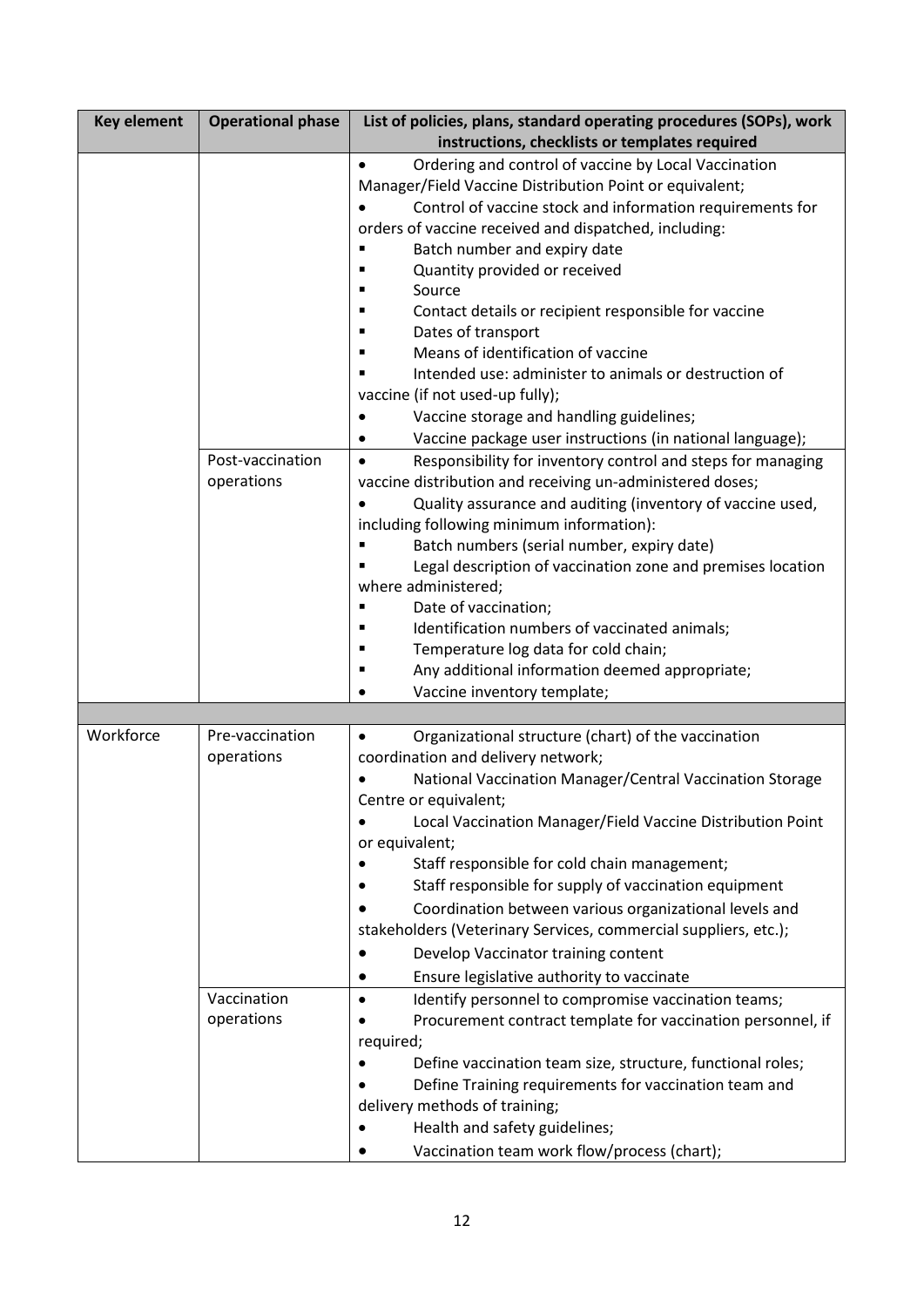| Key element | Operational phase | List of policies, plans, standard operating procedures (SOPs), work instructions, checklists or templates required |
|---|---|---|
| | | • Ordering and control of vaccine by Local Vaccination Manager/Field Vaccine Distribution Point or equivalent;<br>• Control of vaccine stock and information requirements for orders of vaccine received and dispatched, including:<br>▪ Batch number and expiry date<br>▪ Quantity provided or received<br>▪ Source<br>▪ Contact details or recipient responsible for vaccine<br>▪ Dates of transport<br>▪ Means of identification of vaccine<br>▪ Intended use: administer to animals or destruction of vaccine (if not used-up fully);<br>• Vaccine storage and handling guidelines;<br>• Vaccine package user instructions (in national language); |
| | Post-vaccination operations | • Responsibility for inventory control and steps for managing vaccine distribution and receiving un-administered doses;<br>• Quality assurance and auditing (inventory of vaccine used, including following minimum information):<br>▪ Batch numbers (serial number, expiry date)<br>▪ Legal description of vaccination zone and premises location where administered;<br>▪ Date of vaccination;<br>▪ Identification numbers of vaccinated animals;<br>▪ Temperature log data for cold chain;<br>▪ Any additional information deemed appropriate;<br>• Vaccine inventory template; |
| | | |
| Workforce | Pre-vaccination operations | • Organizational structure (chart) of the vaccination coordination and delivery network;<br>• National Vaccination Manager/Central Vaccination Storage Centre or equivalent;<br>• Local Vaccination Manager/Field Vaccine Distribution Point or equivalent;<br>• Staff responsible for cold chain management;<br>• Staff responsible for supply of vaccination equipment<br>• Coordination between various organizational levels and stakeholders (Veterinary Services, commercial suppliers, etc.);<br>• Develop Vaccinator training content<br>• Ensure legislative authority to vaccinate |
| | Vaccination operations | • Identify personnel to compromise vaccination teams;<br>• Procurement contract template for vaccination personnel, if required;<br>• Define vaccination team size, structure, functional roles;<br>• Define Training requirements for vaccination team and delivery methods of training;<br>• Health and safety guidelines;<br>• Vaccination team work flow/process (chart); |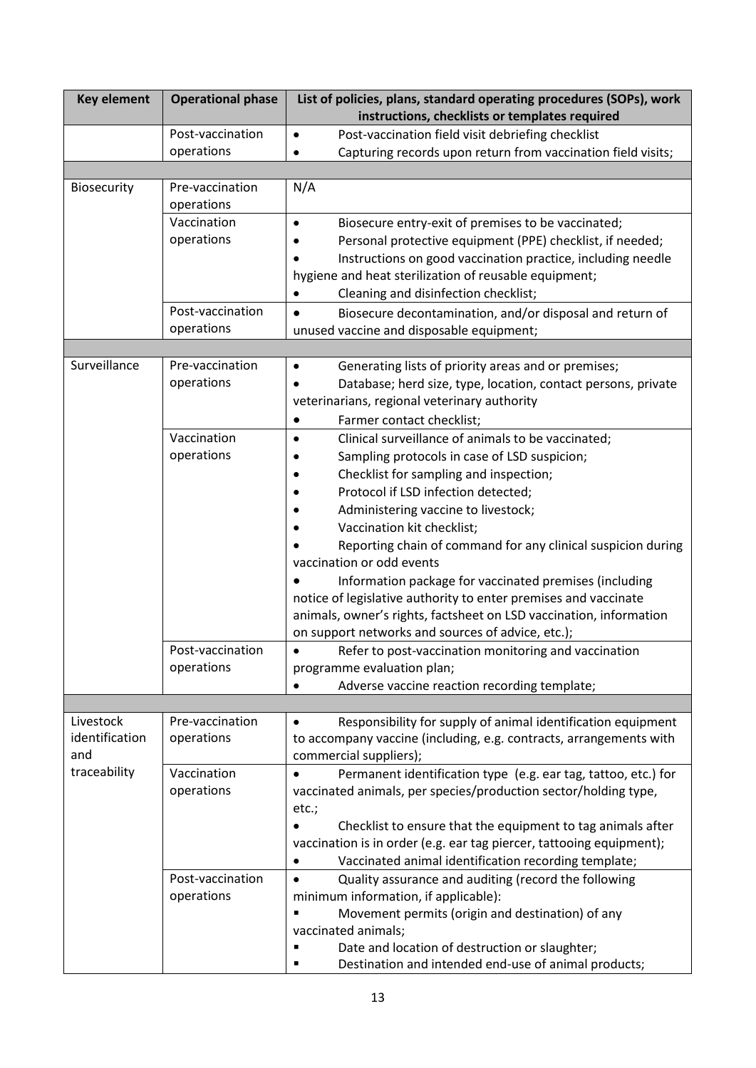| Key element | Operational phase | List of policies, plans, standard operating procedures (SOPs), work instructions, checklists or templates required |
|---|---|---|
| | Post-vaccination operations | • Post-vaccination field visit debriefing checklist<br>• Capturing records upon return from vaccination field visits; |
| | | |
| Biosecurity | Pre-vaccination operations | N/A |
| | Vaccination operations | • Biosecure entry-exit of premises to be vaccinated;<br>• Personal protective equipment (PPE) checklist, if needed;<br>• Instructions on good vaccination practice, including needle hygiene and heat sterilization of reusable equipment;<br>• Cleaning and disinfection checklist; |
| | Post-vaccination operations | • Biosecure decontamination, and/or disposal and return of unused vaccine and disposable equipment; |
| | | |
| Surveillance | Pre-vaccination operations | • Generating lists of priority areas and or premises;<br>• Database; herd size, type, location, contact persons, private veterinarians, regional veterinary authority<br>• Farmer contact checklist; |
| | Vaccination operations | • Clinical surveillance of animals to be vaccinated;<br>• Sampling protocols in case of LSD suspicion;<br>• Checklist for sampling and inspection;<br>• Protocol if LSD infection detected;<br>• Administering vaccine to livestock;<br>• Vaccination kit checklist;<br>• Reporting chain of command for any clinical suspicion during vaccination or odd events<br>• Information package for vaccinated premises (including notice of legislative authority to enter premises and vaccinate animals, owner's rights, factsheet on LSD vaccination, information on support networks and sources of advice, etc.); |
| | Post-vaccination operations | • Refer to post-vaccination monitoring and vaccination programme evaluation plan;<br>• Adverse vaccine reaction recording template; |
| | | |
| Livestock identification and traceability | Pre-vaccination operations | • Responsibility for supply of animal identification equipment to accompany vaccine (including, e.g. contracts, arrangements with commercial suppliers); |
| | Vaccination operations | • Permanent identification type (e.g. ear tag, tattoo, etc.) for vaccinated animals, per species/production sector/holding type, etc.;<br>• Checklist to ensure that the equipment to tag animals after vaccination is in order (e.g. ear tag piercer, tattooing equipment);<br>• Vaccinated animal identification recording template; |
| | Post-vaccination operations | • Quality assurance and auditing (record the following minimum information, if applicable):<br>▪ Movement permits (origin and destination) of any vaccinated animals;<br>▪ Date and location of destruction or slaughter;<br>▪ Destination and intended end-use of animal products; |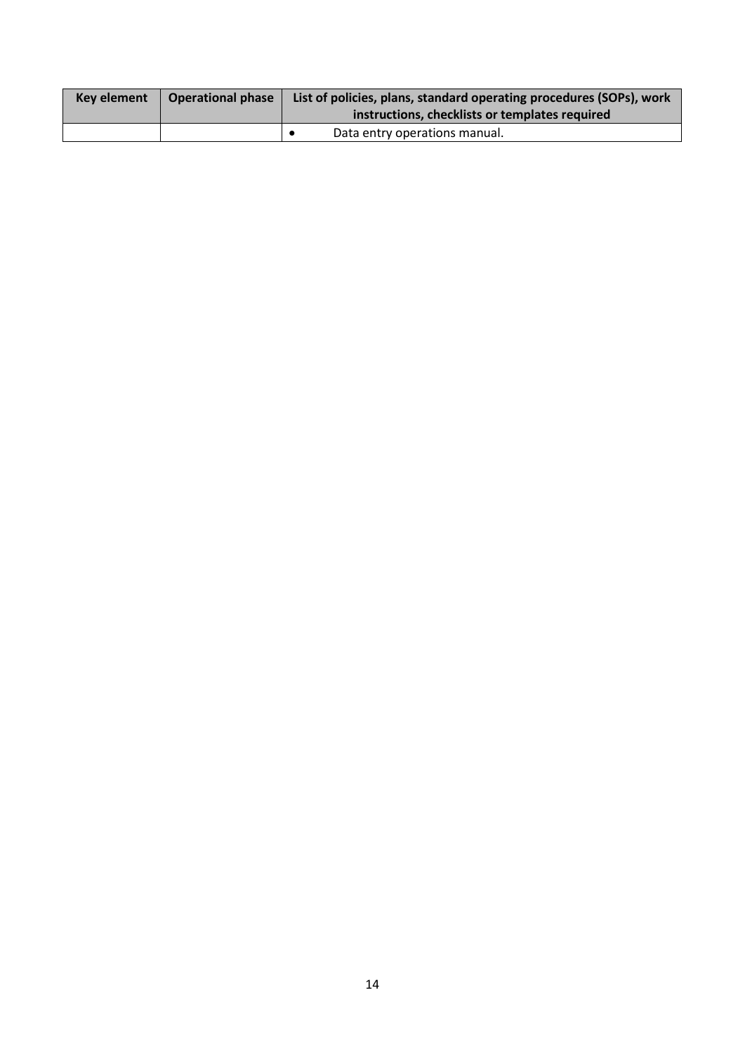| Key element | Operational phase | List of policies, plans, standard operating procedures (SOPs), work instructions, checklists or templates required |
| --- | --- | --- |
| | | • Data entry operations manual. |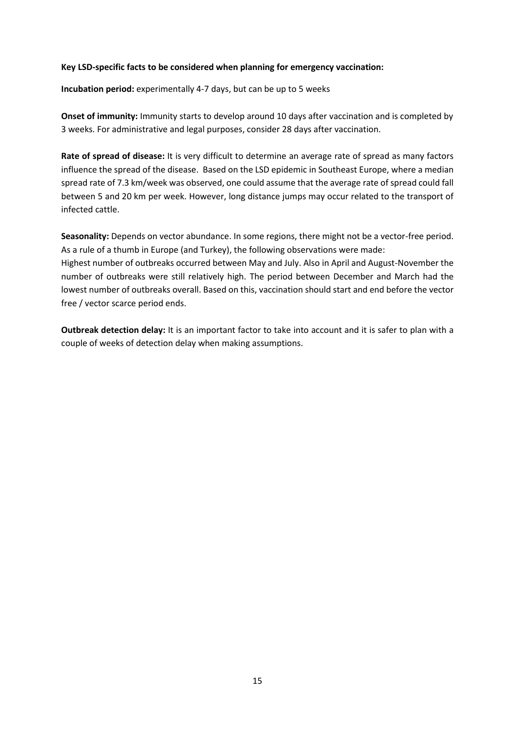**Key LSD-specific facts to be considered when planning for emergency vaccination:**

**Incubation period:** experimentally 4-7 days, but can be up to 5 weeks

**Onset of immunity:** Immunity starts to develop around 10 days after vaccination and is completed by 3 weeks. For administrative and legal purposes, consider 28 days after vaccination.

**Rate of spread of disease:** It is very difficult to determine an average rate of spread as many factors influence the spread of the disease. Based on the LSD epidemic in Southeast Europe, where a median spread rate of 7.3 km/week was observed, one could assume that the average rate of spread could fall between 5 and 20 km per week. However, long distance jumps may occur related to the transport of infected cattle.

**Seasonality:** Depends on vector abundance. In some regions, there might not be a vector-free period. As a rule of a thumb in Europe (and Turkey), the following observations were made:
Highest number of outbreaks occurred between May and July. Also in April and August-November the number of outbreaks were still relatively high. The period between December and March had the lowest number of outbreaks overall. Based on this, vaccination should start and end before the vector free / vector scarce period ends.

**Outbreak detection delay:** It is an important factor to take into account and it is safer to plan with a couple of weeks of detection delay when making assumptions.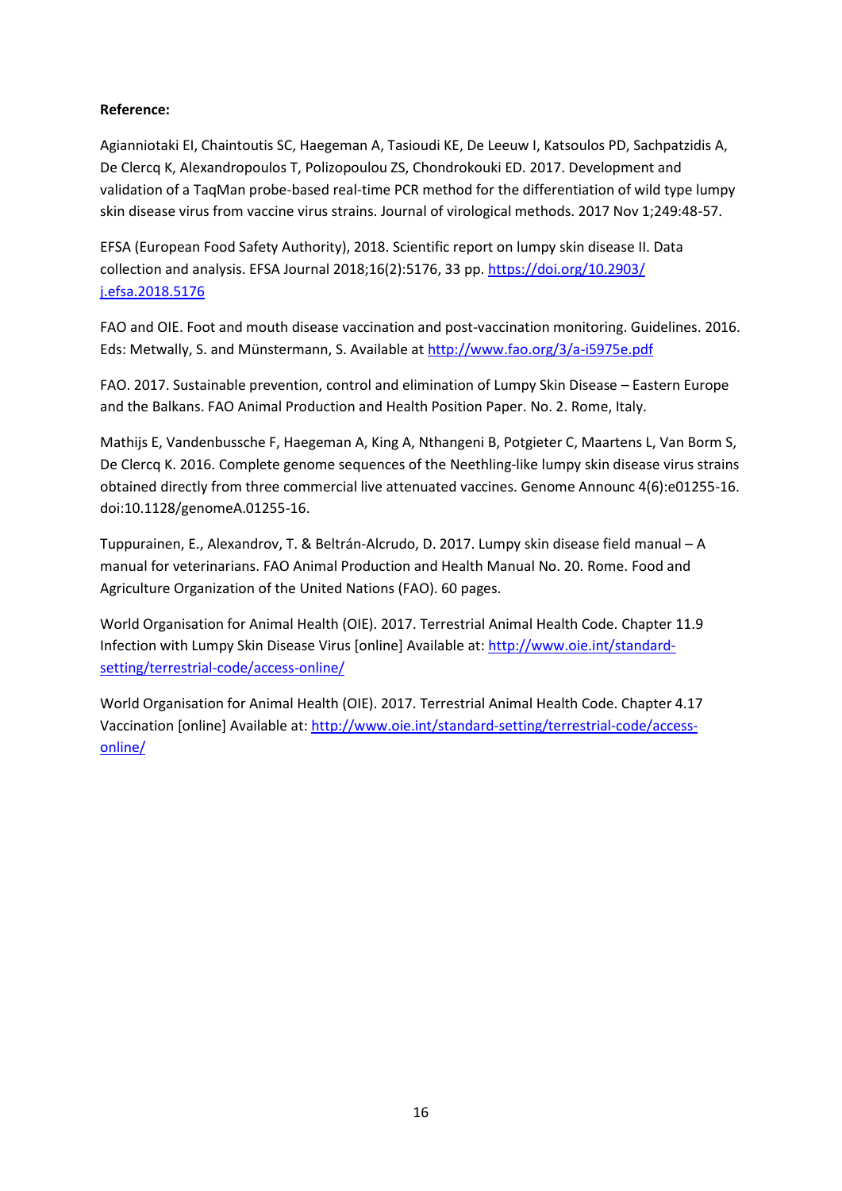**Reference:**

Agianniotaki EI, Chaintoutis SC, Haegeman A, Tasioudi KE, De Leeuw I, Katsoulos PD, Sachpatzidis A, De Clercq K, Alexandropoulos T, Polizopoulou ZS, Chondrokouki ED. 2017. Development and validation of a TaqMan probe-based real-time PCR method for the differentiation of wild type lumpy skin disease virus from vaccine virus strains. Journal of virological methods. 2017 Nov 1;249:48-57.

EFSA (European Food Safety Authority), 2018. Scientific report on lumpy skin disease II. Data collection and analysis. EFSA Journal 2018;16(2):5176, 33 pp. https://doi.org/10.2903/j.efsa.2018.5176

FAO and OIE. Foot and mouth disease vaccination and post-vaccination monitoring. Guidelines. 2016. Eds: Metwally, S. and Münstermann, S. Available at http://www.fao.org/3/a-i5975e.pdf

FAO. 2017. Sustainable prevention, control and elimination of Lumpy Skin Disease – Eastern Europe and the Balkans. FAO Animal Production and Health Position Paper. No. 2. Rome, Italy.

Mathijs E, Vandenbussche F, Haegeman A, King A, Nthangeni B, Potgieter C, Maartens L, Van Borm S, De Clercq K. 2016. Complete genome sequences of the Neethling-like lumpy skin disease virus strains obtained directly from three commercial live attenuated vaccines. Genome Announc 4(6):e01255-16. doi:10.1128/genomeA.01255-16.

Tuppurainen, E., Alexandrov, T. & Beltrán-Alcrudo, D. 2017. Lumpy skin disease field manual – A manual for veterinarians. FAO Animal Production and Health Manual No. 20. Rome. Food and Agriculture Organization of the United Nations (FAO). 60 pages.

World Organisation for Animal Health (OIE). 2017. Terrestrial Animal Health Code. Chapter 11.9 Infection with Lumpy Skin Disease Virus [online] Available at: http://www.oie.int/standard-setting/terrestrial-code/access-online/

World Organisation for Animal Health (OIE). 2017. Terrestrial Animal Health Code. Chapter 4.17 Vaccination [online] Available at: http://www.oie.int/standard-setting/terrestrial-code/access-online/